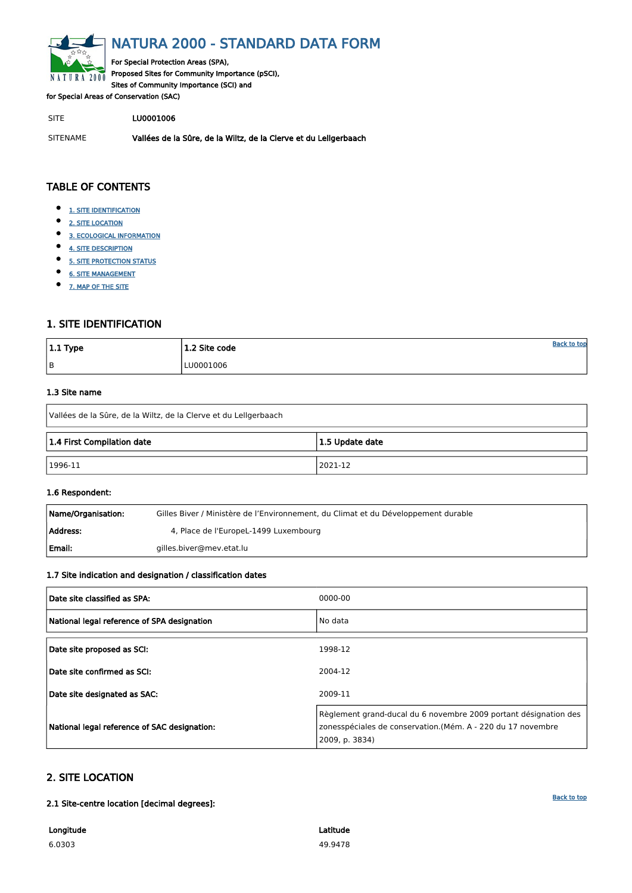# NATURA 2000 - STANDARD DATA FORM

For Special Protection Areas (SPA),
Proposed Sites for Community Importance (pSCI),
Sites of Community Importance (SCI) and
for Special Areas of Conservation (SAC)

SITE LU0001006

SITENAME **Vallées de la Sûre, de la Wiltz, de la Clerve et du Lellgerbaach**

## TABLE OF CONTENTS

- 1. SITE IDENTIFICATION
- 2. SITE LOCATION
- 3. ECOLOGICAL INFORMATION
- 4. SITE DESCRIPTION
- 5. SITE PROTECTION STATUS
- 6. SITE MANAGEMENT
- 7. MAP OF THE SITE

## 1. SITE IDENTIFICATION

| 1.1 Type | 1.2 Site code |
|---|---|
| B | LU0001006 |

### 1.3 Site name

Vallées de la Sûre, de la Wiltz, de la Clerve et du Lellgerbaach

| 1.4 First Compilation date | 1.5 Update date |
|---|---|
| 1996-11 | 2021-12 |

### 1.6 Respondent:

| | |
|---|---|
| **Name/Organisation:** | Gilles Biver / Ministère de l'Environnement, du Climat et du Développement durable |
| **Address:** | 4, Place de l'EuropeL-1499 Luxembourg |
| **Email:** | gilles.biver@mev.etat.lu |

### 1.7 Site indication and designation / classification dates

| | |
|---|---|
| Date site classified as SPA: | 0000-00 |
| National legal reference of SPA designation | No data |

| | |
|---|---|
| Date site proposed as SCI: | 1998-12 |
| Date site confirmed as SCI: | 2004-12 |
| Date site designated as SAC: | 2009-11 |
| National legal reference of SAC designation: | Règlement grand-ducal du 6 novembre 2009 portant désignation des zonesspéciales de conservation.(Mém. A - 220 du 17 novembre 2009, p. 3834) |

## 2. SITE LOCATION

### 2.1 Site-centre location [decimal degrees]:

| Longitude | Latitude |
|---|---|
| 6.0303 | 49.9478 |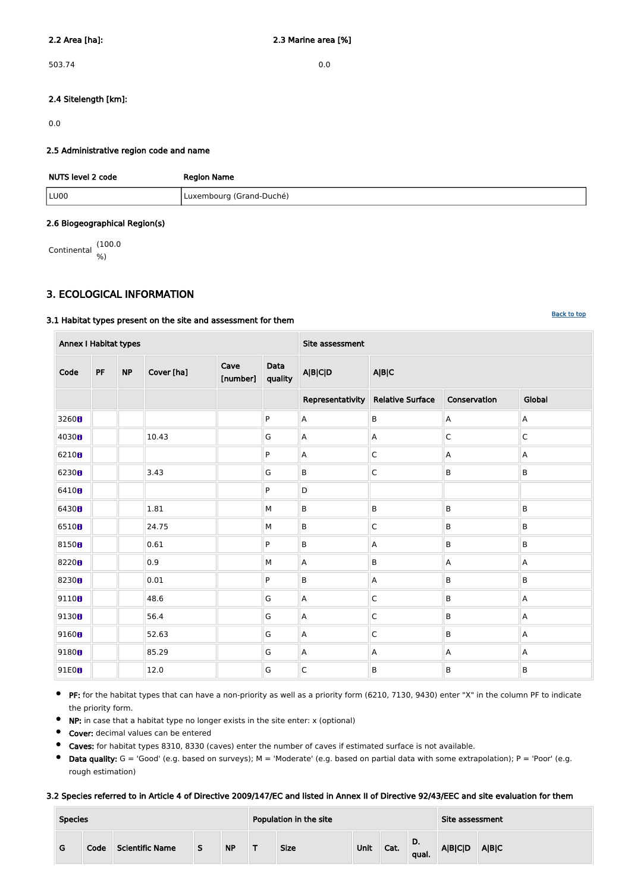**2.2 Area [ha]:**

503.74

**2.3 Marine area [%]**

0.0

**2.4 Sitelength [km]:**

0.0

### 2.5 Administrative region code and name

| NUTS level 2 code | Region Name |
|---|---|
| LU00 | Luxembourg (Grand-Duché) |

### 2.6 Biogeographical Region(s)

Continental (100.0 %)

## 3. ECOLOGICAL INFORMATION

Back to top

### 3.1 Habitat types present on the site and assessment for them

| Annex I Habitat types | | | | | | Site assessment | | | |
|---|---|---|---|---|---|---|---|---|---|
| Code | PF | NP | Cover [ha] | Cave [number] | Data quality | A\|B\|C\|D | A\|B\|C | | |
| | | | | | | Representativity | Relative Surface | Conservation | Global |
| 3260 | | | | | P | A | B | A | A |
| 4030 | | | 10.43 | | G | A | A | C | C |
| 6210 | | | | | P | A | C | A | A |
| 6230 | | | 3.43 | | G | B | C | B | B |
| 6410 | | | | | P | D | | | |
| 6430 | | | 1.81 | | M | B | B | B | B |
| 6510 | | | 24.75 | | M | B | C | B | B |
| 8150 | | | 0.61 | | P | B | A | B | B |
| 8220 | | | 0.9 | | M | A | B | A | A |
| 8230 | | | 0.01 | | P | B | A | B | B |
| 9110 | | | 48.6 | | G | A | C | B | A |
| 9130 | | | 56.4 | | G | A | C | B | A |
| 9160 | | | 52.63 | | G | A | C | B | A |
| 9180 | | | 85.29 | | G | A | A | A | A |
| 91E0 | | | 12.0 | | G | C | B | B | B |

- **PF:** for the habitat types that can have a non-priority as well as a priority form (6210, 7130, 9430) enter "X" in the column PF to indicate the priority form.
- **NP:** in case that a habitat type no longer exists in the site enter: x (optional)
- **Cover:** decimal values can be entered
- **Caves:** for habitat types 8310, 8330 (caves) enter the number of caves if estimated surface is not available.
- **Data quality:** G = 'Good' (e.g. based on surveys); M = 'Moderate' (e.g. based on partial data with some extrapolation); P = 'Poor' (e.g. rough estimation)

### 3.2 Species referred to in Article 4 of Directive 2009/147/EC and listed in Annex II of Directive 92/43/EEC and site evaluation for them

| Species | | | | | Population in the site | | | | | Site assessment | |
|---|---|---|---|---|---|---|---|---|---|---|---|
| G | Code | Scientific Name | S | NP | T | Size | Unit | Cat. | D. qual. | A\|B\|C\|D | A\|B\|C |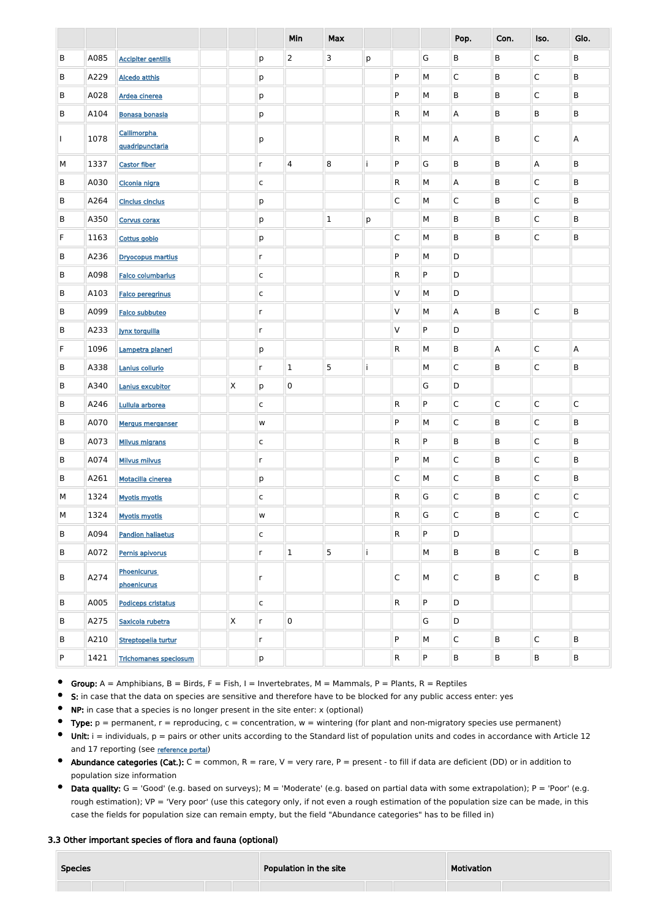| | | | | | | Min | Max | | | | Pop. | Con. | Iso. | Glo. |
|---|---|---|---|---|---|---|---|---|---|---|---|---|---|---|
| B | A085 | Accipiter gentilis | | | p | 2 | 3 | p | | G | B | B | C | B |
| B | A229 | Alcedo atthis | | | p | | | | P | M | C | B | C | B |
| B | A028 | Ardea cinerea | | | p | | | | P | M | B | B | C | B |
| B | A104 | Bonasa bonasia | | | p | | | | R | M | A | B | B | B |
| I | 1078 | Callimorpha quadripunctaria | | | p | | | | R | M | A | B | C | A |
| M | 1337 | Castor fiber | | | r | 4 | 8 | i | P | G | B | B | A | B |
| B | A030 | Ciconia nigra | | | c | | | | R | M | A | B | C | B |
| B | A264 | Cinclus cinclus | | | p | | | | C | M | C | B | C | B |
| B | A350 | Corvus corax | | | p | | 1 | p | | M | B | B | C | B |
| F | 1163 | Cottus gobio | | | p | | | | C | M | B | B | C | B |
| B | A236 | Dryocopus martius | | | r | | | | P | M | D | | | |
| B | A098 | Falco columbarius | | | c | | | | R | P | D | | | |
| B | A103 | Falco peregrinus | | | c | | | | V | M | D | | | |
| B | A099 | Falco subbuteo | | | r | | | | V | M | A | B | C | B |
| B | A233 | Jynx torquilla | | | r | | | | V | P | D | | | |
| F | 1096 | Lampetra planeri | | | p | | | | R | M | B | A | C | A |
| B | A338 | Lanius collurio | | | r | 1 | 5 | i | | M | C | B | C | B |
| B | A340 | Lanius excubitor | | X | p | 0 | | | | G | D | | | |
| B | A246 | Lullula arborea | | | c | | | | R | P | C | C | C | C |
| B | A070 | Mergus merganser | | | w | | | | P | M | C | B | C | B |
| B | A073 | Milvus migrans | | | c | | | | R | P | B | B | C | B |
| B | A074 | Milvus milvus | | | r | | | | P | M | C | B | C | B |
| B | A261 | Motacilla cinerea | | | p | | | | C | M | C | B | C | B |
| M | 1324 | Myotis myotis | | | c | | | | R | G | C | B | C | C |
| M | 1324 | Myotis myotis | | | w | | | | R | G | C | B | C | C |
| B | A094 | Pandion haliaetus | | | c | | | | R | P | D | | | |
| B | A072 | Pernis apivorus | | | r | 1 | 5 | i | | M | B | B | C | B |
| B | A274 | Phoenicurus phoenicurus | | | r | | | | C | M | C | B | C | B |
| B | A005 | Podiceps cristatus | | | c | | | | R | P | D | | | |
| B | A275 | Saxicola rubetra | | X | r | 0 | | | | G | D | | | |
| B | A210 | Streptopelia turtur | | | r | | | | P | M | C | B | C | B |
| P | 1421 | Trichomanes speciosum | | | p | | | | R | P | B | B | B | B |

- **Group:** A = Amphibians, B = Birds, F = Fish, I = Invertebrates, M = Mammals, P = Plants, R = Reptiles
- **S:** in case that the data on species are sensitive and therefore have to be blocked for any public access enter: yes
- **NP:** in case that a species is no longer present in the site enter: x (optional)
- **Type:** p = permanent, r = reproducing, c = concentration, w = wintering (for plant and non-migratory species use permanent)
- **Unit:** i = individuals, p = pairs or other units according to the Standard list of population units and codes in accordance with Article 12 and 17 reporting (see reference portal)
- **Abundance categories (Cat.):** C = common, R = rare, V = very rare, P = present - to fill if data are deficient (DD) or in addition to population size information
- **Data quality:** G = 'Good' (e.g. based on surveys); M = 'Moderate' (e.g. based on partial data with some extrapolation); P = 'Poor' (e.g. rough estimation); VP = 'Very poor' (use this category only, if not even a rough estimation of the population size can be made, in this case the fields for population size can remain empty, but the field "Abundance categories" has to be filled in)

### 3.3 Other important species of flora and fauna (optional)

| Species | Population in the site | Motivation |
|---|---|---|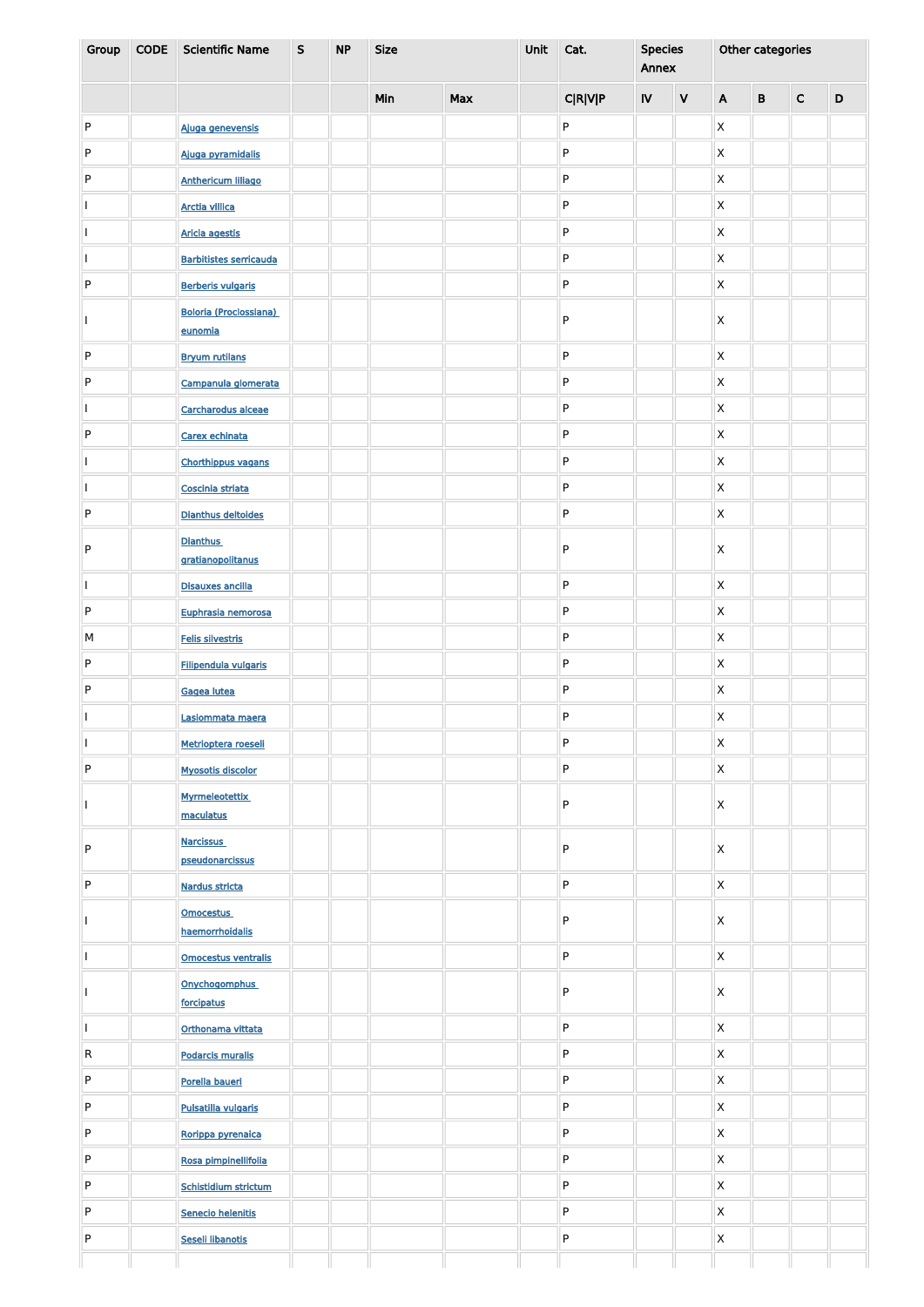| Group | CODE | Scientific Name | S | NP | Size | | Unit | Cat. | Species Annex | | Other categories | | | |
|---|---|---|---|---|---|---|---|---|---|---|---|---|---|---|
| | | | | | Min | Max | | C\|R\|V\|P | IV | V | A | B | C | D |
| P | | Ajuga genevensis | | | | | | P | | | X | | | |
| P | | Ajuga pyramidalis | | | | | | P | | | X | | | |
| P | | Anthericum liliago | | | | | | P | | | X | | | |
| I | | Arctia villica | | | | | | P | | | X | | | |
| I | | Aricia agestis | | | | | | P | | | X | | | |
| I | | Barbitistes serricauda | | | | | | P | | | X | | | |
| P | | Berberis vulgaris | | | | | | P | | | X | | | |
| I | | Boloria (Proclossiana) eunomia | | | | | | P | | | X | | | |
| P | | Bryum rutilans | | | | | | P | | | X | | | |
| P | | Campanula glomerata | | | | | | P | | | X | | | |
| I | | Carcharodus alceae | | | | | | P | | | X | | | |
| P | | Carex echinata | | | | | | P | | | X | | | |
| I | | Chorthippus vagans | | | | | | P | | | X | | | |
| I | | Coscinia striata | | | | | | P | | | X | | | |
| P | | Dianthus deltoides | | | | | | P | | | X | | | |
| P | | Dianthus gratianopolitanus | | | | | | P | | | X | | | |
| I | | Disauxes ancilla | | | | | | P | | | X | | | |
| P | | Euphrasia nemorosa | | | | | | P | | | X | | | |
| M | | Felis silvestris | | | | | | P | | | X | | | |
| P | | Filipendula vulgaris | | | | | | P | | | X | | | |
| P | | Gagea lutea | | | | | | P | | | X | | | |
| I | | Lasiommata maera | | | | | | P | | | X | | | |
| I | | Metrioptera roeseli | | | | | | P | | | X | | | |
| P | | Myosotis discolor | | | | | | P | | | X | | | |
| I | | Myrmeleotettix maculatus | | | | | | P | | | X | | | |
| P | | Narcissus pseudonarcissus | | | | | | P | | | X | | | |
| P | | Nardus stricta | | | | | | P | | | X | | | |
| I | | Omocestus haemorrhoidalis | | | | | | P | | | X | | | |
| I | | Omocestus ventralis | | | | | | P | | | X | | | |
| I | | Onychogomphus forcipatus | | | | | | P | | | X | | | |
| I | | Orthonama vittata | | | | | | P | | | X | | | |
| R | | Podarcis muralis | | | | | | P | | | X | | | |
| P | | Porella baueri | | | | | | P | | | X | | | |
| P | | Pulsatilla vulgaris | | | | | | P | | | X | | | |
| P | | Rorippa pyrenaica | | | | | | P | | | X | | | |
| P | | Rosa pimpinellifolia | | | | | | P | | | X | | | |
| P | | Schistidium strictum | | | | | | P | | | X | | | |
| P | | Senecio helenitis | | | | | | P | | | X | | | |
| P | | Seseli libanotis | | | | | | P | | | X | | | |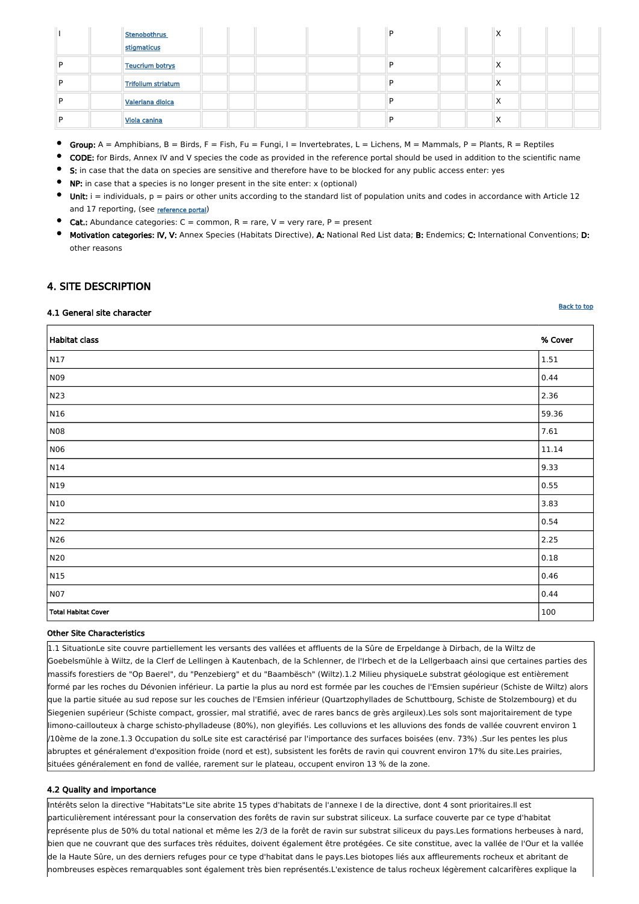| I | | Stenobothrus stigmaticus | | | | | P | | X | | |
|---|---|---|---|---|---|---|---|---|---|---|---|
| P | | Teucrium botrys | | | | | P | | X | | |
| P | | Trifolium striatum | | | | | P | | X | | |
| P | | Valeriana dioica | | | | | P | | X | | |
| P | | Viola canina | | | | | P | | X | | |

- **Group:** A = Amphibians, B = Birds, F = Fish, Fu = Fungi, I = Invertebrates, L = Lichens, M = Mammals, P = Plants, R = Reptiles
- **CODE:** for Birds, Annex IV and V species the code as provided in the reference portal should be used in addition to the scientific name
- **S:** in case that the data on species are sensitive and therefore have to be blocked for any public access enter: yes
- **NP:** in case that a species is no longer present in the site enter: x (optional)
- **Unit:** i = individuals, p = pairs or other units according to the standard list of population units and codes in accordance with Article 12 and 17 reporting, (see reference portal)
- **Cat.:** Abundance categories: C = common, R = rare, V = very rare, P = present
- **Motivation categories: IV, V:** Annex Species (Habitats Directive), **A:** National Red List data; **B:** Endemics; **C:** International Conventions; **D:** other reasons

## 4. SITE DESCRIPTION

Back to top

### 4.1 General site character

| Habitat class | % Cover |
|---|---|
| N17 | 1.51 |
| N09 | 0.44 |
| N23 | 2.36 |
| N16 | 59.36 |
| N08 | 7.61 |
| N06 | 11.14 |
| N14 | 9.33 |
| N19 | 0.55 |
| N10 | 3.83 |
| N22 | 0.54 |
| N26 | 2.25 |
| N20 | 0.18 |
| N15 | 0.46 |
| N07 | 0.44 |
| Total Habitat Cover | 100 |

**Other Site Characteristics**

1.1 SituationLe site couvre partiellement les versants des vallées et affluents de la Sûre de Erpeldange à Dirbach, de la Wiltz de Goebelsmühle à Wiltz, de la Clerf de Lellingen à Kautenbach, de la Schlenner, de l'Irbech et de la Lellgerbaach ainsi que certaines parties des massifs forestiers de "Op Baerel", du "Penzebierg" et du "Baambësch" (Wiltz).1.2 Milieu physiqueLe substrat géologique est entièrement formé par les roches du Dévonien inférieur. La partie la plus au nord est formée par les couches de l'Emsien supérieur (Schiste de Wiltz) alors que la partie située au sud repose sur les couches de l'Emsien inférieur (Quartzophyllades de Schuttbourg, Schiste de Stolzembourg) et du Siegenien supérieur (Schiste compact, grossier, mal stratifié, avec de rares bancs de grès argileux).Les sols sont majoritairement de type limono-caillouteux à charge schisto-phylladeuse (80%), non gleyifiés. Les colluvions et les alluvions des fonds de vallée couvrent environ 1 /10ème de la zone.1.3 Occupation du solLe site est caractérisé par l'importance des surfaces boisées (env. 73%) .Sur les pentes les plus abruptes et généralement d'exposition froide (nord et est), subsistent les forêts de ravin qui couvrent environ 17% du site.Les prairies, situées généralement en fond de vallée, rarement sur le plateau, occupent environ 13 % de la zone.

### 4.2 Quality and importance

Intérêts selon la directive "Habitats"Le site abrite 15 types d'habitats de l'annexe I de la directive, dont 4 sont prioritaires.Il est particulièrement intéressant pour la conservation des forêts de ravin sur substrat siliceux. La surface couverte par ce type d'habitat représente plus de 50% du total national et même les 2/3 de la forêt de ravin sur substrat siliceux du pays.Les formations herbeuses à nard, bien que ne couvrant que des surfaces très réduites, doivent également être protégées. Ce site constitue, avec la vallée de l'Our et la vallée de la Haute Sûre, un des derniers refuges pour ce type d'habitat dans le pays.Les biotopes liés aux affleurements rocheux et abritant de nombreuses espèces remarquables sont également très bien représentés.L'existence de talus rocheux légèrement calcarifères explique la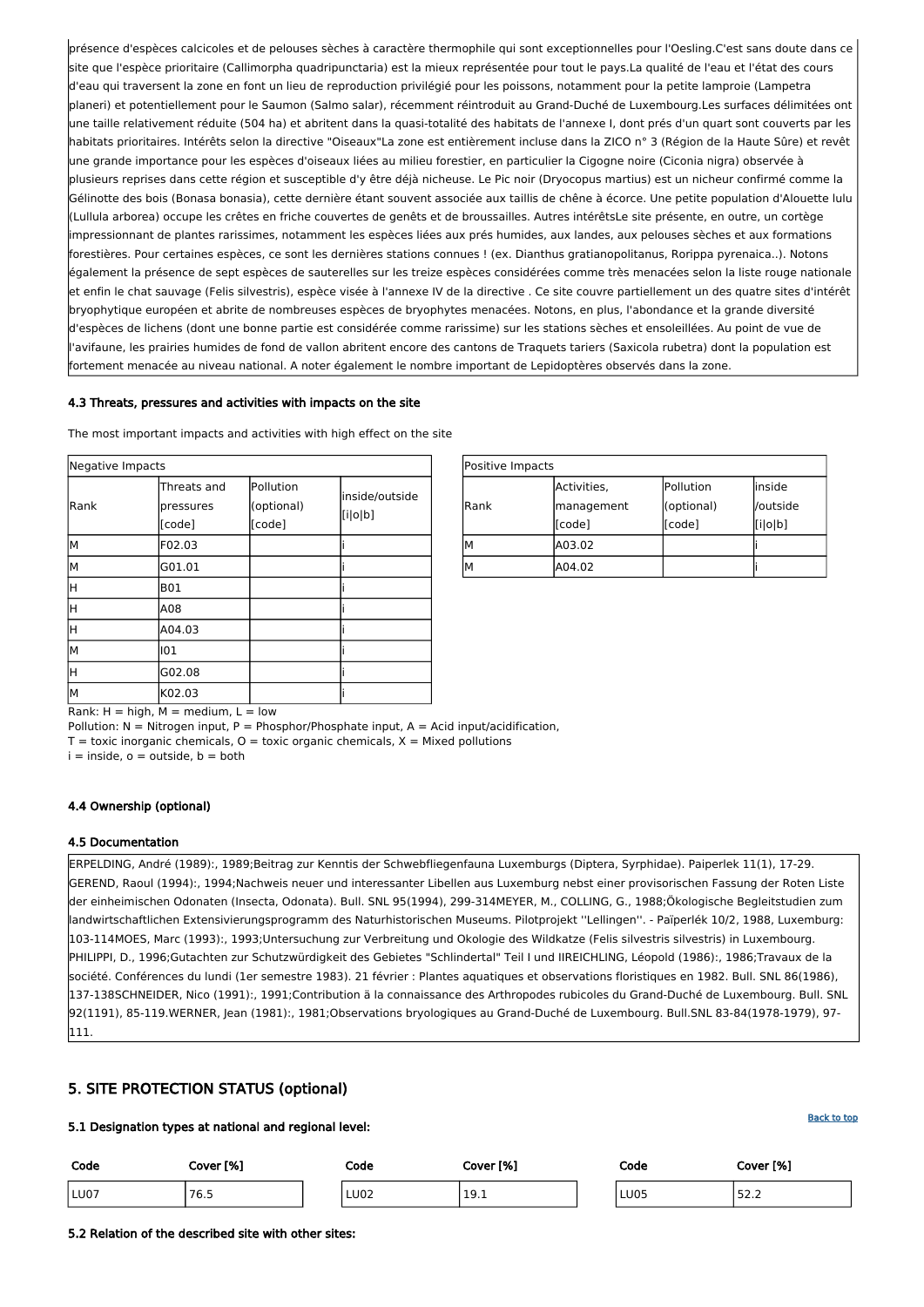présence d'espèces calcicoles et de pelouses sèches à caractère thermophile qui sont exceptionnelles pour l'Oesling.C'est sans doute dans ce site que l'espèce prioritaire (Callimorpha quadripunctaria) est la mieux représentée pour tout le pays.La qualité de l'eau et l'état des cours d'eau qui traversent la zone en font un lieu de reproduction privilégié pour les poissons, notamment pour la petite lamproie (Lampetra planeri) et potentiellement pour le Saumon (Salmo salar), récemment réintroduit au Grand-Duché de Luxembourg.Les surfaces délimitées ont une taille relativement réduite (504 ha) et abritent dans la quasi-totalité des habitats de l'annexe I, dont prés d'un quart sont couverts par les habitats prioritaires. Intérêts selon la directive "Oiseaux"La zone est entièrement incluse dans la ZICO n° 3 (Région de la Haute Sûre) et revêt une grande importance pour les espèces d'oiseaux liées au milieu forestier, en particulier la Cigogne noire (Ciconia nigra) observée à plusieurs reprises dans cette région et susceptible d'y être déjà nicheuse. Le Pic noir (Dryocopus martius) est un nicheur confirmé comme la Gélinotte des bois (Bonasa bonasia), cette dernière étant souvent associée aux taillis de chêne à écorce. Une petite population d'Alouette lulu (Lullula arborea) occupe les crêtes en friche couvertes de genêts et de broussailles. Autres intérêtsLe site présente, en outre, un cortège impressionnant de plantes rarissimes, notamment les espèces liées aux prés humides, aux landes, aux pelouses sèches et aux formations forestières. Pour certaines espèces, ce sont les dernières stations connues ! (ex. Dianthus gratianopolitanus, Rorippa pyrenaica..). Notons également la présence de sept espèces de sauterelles sur les treize espèces considérées comme très menacées selon la liste rouge nationale et enfin le chat sauvage (Felis silvestris), espèce visée à l'annexe IV de la directive . Ce site couvre partiellement un des quatre sites d'intérêt bryophytique européen et abrite de nombreuses espèces de bryophytes menacées. Notons, en plus, l'abondance et la grande diversité d'espèces de lichens (dont une bonne partie est considérée comme rarissime) sur les stations sèches et ensoleillées. Au point de vue de l'avifaune, les prairies humides de fond de vallon abritent encore des cantons de Traquets tariers (Saxicola rubetra) dont la population est fortement menacée au niveau national. A noter également le nombre important de Lepidoptères observés dans la zone.

### 4.3 Threats, pressures and activities with impacts on the site

The most important impacts and activities with high effect on the site

| Negative Impacts | | | |
|---|---|---|---|
| Rank | Threats and pressures [code] | Pollution (optional) [code] | inside/outside [i\|o\|b] |
| M | F02.03 | | i |
| M | G01.01 | | i |
| H | B01 | | i |
| H | A08 | | i |
| H | A04.03 | | i |
| M | I01 | | i |
| H | G02.08 | | i |
| M | K02.03 | | i |

| Positive Impacts | | | |
|---|---|---|---|
| Rank | Activities, management [code] | Pollution (optional) [code] | inside /outside [i\|o\|b] |
| M | A03.02 | | i |
| M | A04.02 | | i |

Rank: H = high, M = medium, L = low
Pollution: N = Nitrogen input, P = Phosphor/Phosphate input, A = Acid input/acidification,
T = toxic inorganic chemicals, O = toxic organic chemicals, X = Mixed pollutions
i = inside, o = outside, b = both

### 4.4 Ownership (optional)

### 4.5 Documentation

ERPELDING, André (1989):, 1989;Beitrag zur Kenntis der Schwebfliegenfauna Luxemburgs (Diptera, Syrphidae). Paiperlek 11(1), 17-29. GEREND, Raoul (1994):, 1994;Nachweis neuer und interessanter Libellen aus Luxemburg nebst einer provisorischen Fassung der Roten Liste der einheimischen Odonaten (Insecta, Odonata). Bull. SNL 95(1994), 299-314MEYER, M., COLLING, G., 1988;Ökologische Begleitstudien zum landwirtschaftlichen Extensivierungsprogramm des Naturhistorischen Museums. Pilotprojekt ''Lellingen''. - Païperlék 10/2, 1988, Luxemburg: 103-114MOES, Marc (1993):, 1993;Untersuchung zur Verbreitung und Okologie des Wildkatze (Felis silvestris silvestris) in Luxembourg. PHILIPPI, D., 1996;Gutachten zur Schutzwürdigkeit des Gebietes "Schlindertal" Teil I und IIREICHLING, Léopold (1986):, 1986;Travaux de la société. Conférences du lundi (1er semestre 1983). 21 février : Plantes aquatiques et observations floristiques en 1982. Bull. SNL 86(1986), 137-138SCHNEIDER, Nico (1991):, 1991;Contribution ä la connaissance des Arthropodes rubicoles du Grand-Duché de Luxembourg. Bull. SNL 92(1191), 85-119.WERNER, Jean (1981):, 1981;Observations bryologiques au Grand-Duché de Luxembourg. Bull.SNL 83-84(1978-1979), 97-111.

## 5. SITE PROTECTION STATUS (optional)

Back to top

### 5.1 Designation types at national and regional level:

| Code | Cover [%] | Code | Cover [%] | Code | Cover [%] |
|---|---|---|---|---|---|
| LU07 | 76.5 | LU02 | 19.1 | LU05 | 52.2 |

### 5.2 Relation of the described site with other sites: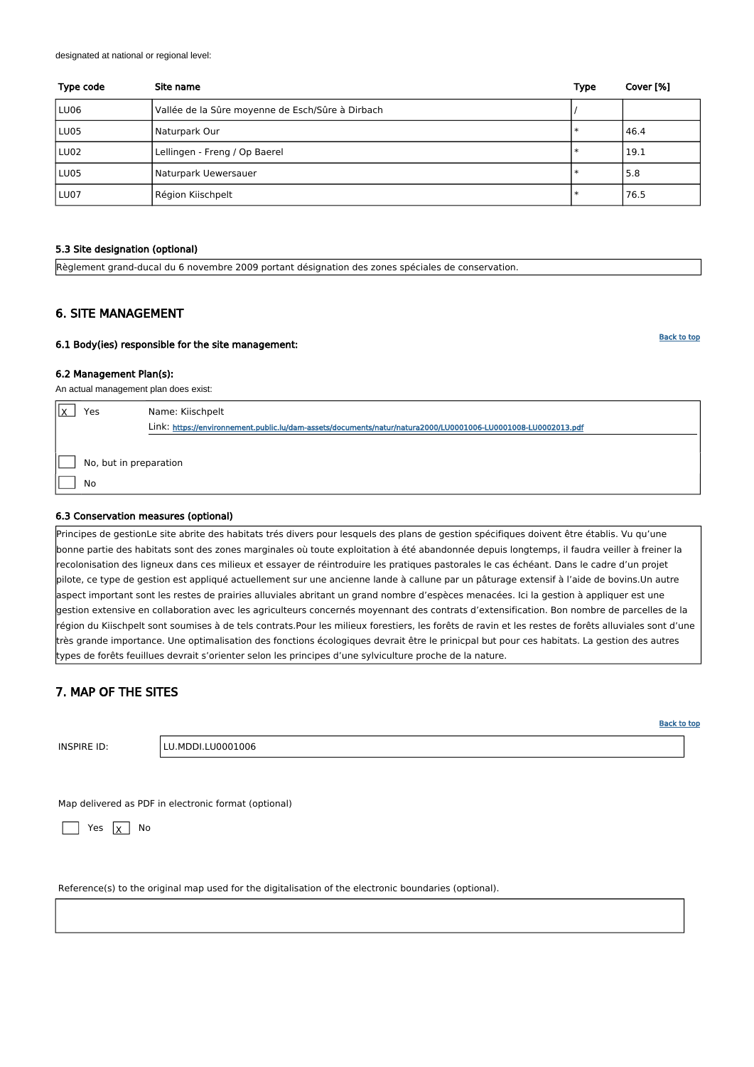designated at national or regional level:

| Type code | Site name | Type | Cover [%] |
|---|---|---|---|
| LU06 | Vallée de la Sûre moyenne de Esch/Sûre à Dirbach | / | |
| LU05 | Naturpark Our | * | 46.4 |
| LU02 | Lellingen - Freng / Op Baerel | * | 19.1 |
| LU05 | Naturpark Uewersauer | * | 5.8 |
| LU07 | Région Kiischpelt | * | 76.5 |

### 5.3 Site designation (optional)

Règlement grand-ducal du 6 novembre 2009 portant désignation des zones spéciales de conservation.

## 6. SITE MANAGEMENT

Back to top

### 6.1 Body(ies) responsible for the site management:

### 6.2 Management Plan(s):

An actual management plan does exist:

| | | |
|---|---|---|
| X | Yes | Name: Kiischpelt<br>Link: https://environnement.public.lu/dam-assets/documents/natur/natura2000/LU0001006-LU0001008-LU0002013.pdf |
| | No, but in preparation | |
| | No | |

### 6.3 Conservation measures (optional)

Principes de gestionLe site abrite des habitats trés divers pour lesquels des plans de gestion spécifiques doivent être établis. Vu qu'une bonne partie des habitats sont des zones marginales où toute exploitation à été abandonnée depuis longtemps, il faudra veiller à freiner la recolonisation des ligneux dans ces milieux et essayer de réintroduire les pratiques pastorales le cas échéant. Dans le cadre d'un projet pilote, ce type de gestion est appliqué actuellement sur une ancienne lande à callune par un pâturage extensif à l'aide de bovins.Un autre aspect important sont les restes de prairies alluviales abritant un grand nombre d'espèces menacées. Ici la gestion à appliquer est une gestion extensive en collaboration avec les agriculteurs concernés moyennant des contrats d'extensification. Bon nombre de parcelles de la région du Kiischpelt sont soumises à de tels contrats.Pour les milieux forestiers, les forêts de ravin et les restes de forêts alluviales sont d'une très grande importance. Une optimalisation des fonctions écologiques devrait être le prinicpal but pour ces habitats. La gestion des autres types de forêts feuillues devrait s'orienter selon les principes d'une sylviculture proche de la nature.

## 7. MAP OF THE SITES

Back to top

INSPIRE ID: LU.MDDI.LU0001006

Map delivered as PDF in electronic format (optional)

[ ] Yes [X] No

Reference(s) to the original map used for the digitalisation of the electronic boundaries (optional).